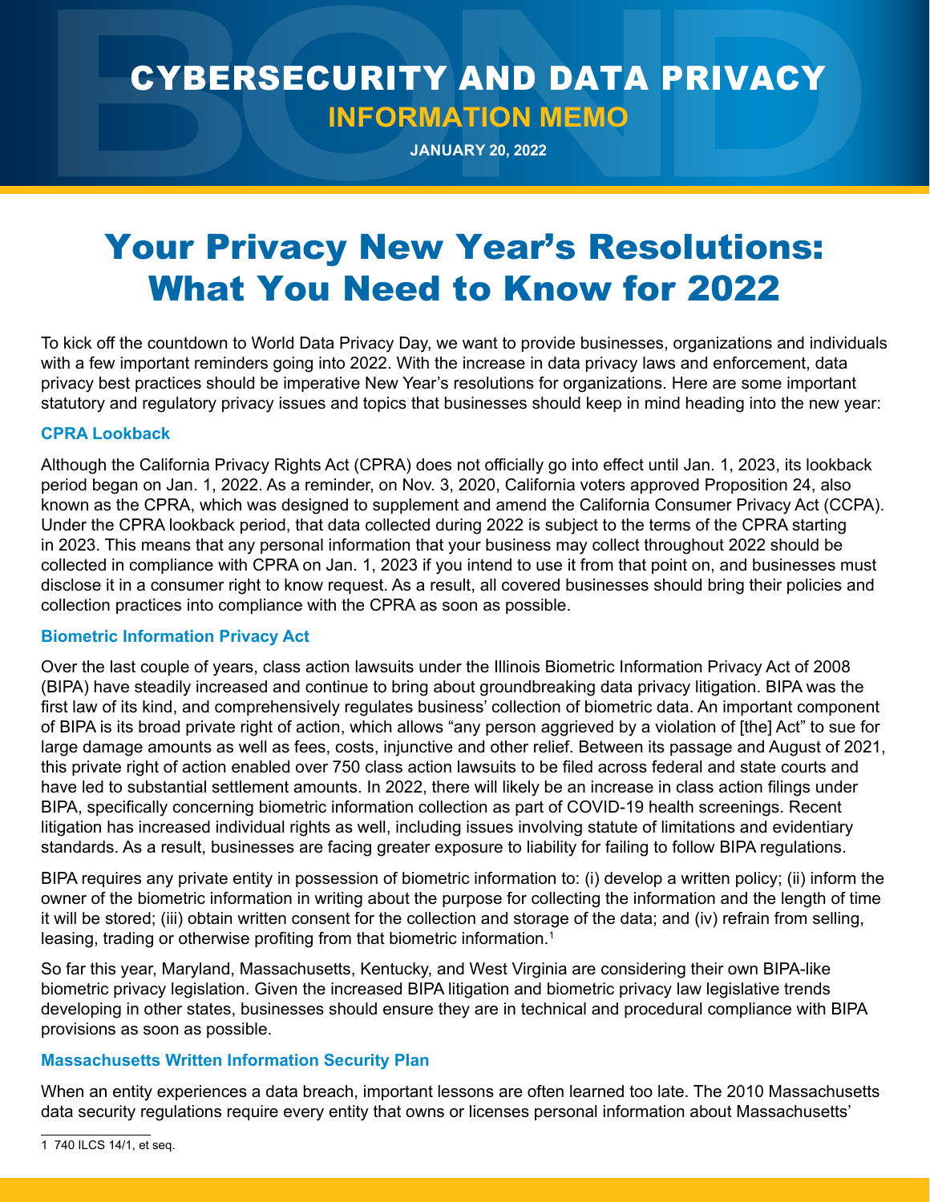# CYBERSECURITY AND DATA PRIVACY

## INFORMATION MEMO

**JANUARY 20, 2022**

# Your Privacy New Year's Resolutions: What You Need to Know for 2022

To kick off the countdown to World Data Privacy Day, we want to provide businesses, organizations and individuals with a few important reminders going into 2022. With the increase in data privacy laws and enforcement, data privacy best practices should be imperative New Year's resolutions for organizations. Here are some important statutory and regulatory privacy issues and topics that businesses should keep in mind heading into the new year:

### CPRA Lookback

Although the California Privacy Rights Act (CPRA) does not officially go into effect until Jan. 1, 2023, its lookback period began on Jan. 1, 2022. As a reminder, on Nov. 3, 2020, California voters approved Proposition 24, also known as the CPRA, which was designed to supplement and amend the California Consumer Privacy Act (CCPA). Under the CPRA lookback period, that data collected during 2022 is subject to the terms of the CPRA starting in 2023. This means that any personal information that your business may collect throughout 2022 should be collected in compliance with CPRA on Jan. 1, 2023 if you intend to use it from that point on, and businesses must disclose it in a consumer right to know request. As a result, all covered businesses should bring their policies and collection practices into compliance with the CPRA as soon as possible.

### Biometric Information Privacy Act

Over the last couple of years, class action lawsuits under the Illinois Biometric Information Privacy Act of 2008 (BIPA) have steadily increased and continue to bring about groundbreaking data privacy litigation. BIPA was the first law of its kind, and comprehensively regulates business' collection of biometric data. An important component of BIPA is its broad private right of action, which allows "any person aggrieved by a violation of [the] Act" to sue for large damage amounts as well as fees, costs, injunctive and other relief. Between its passage and August of 2021, this private right of action enabled over 750 class action lawsuits to be filed across federal and state courts and have led to substantial settlement amounts. In 2022, there will likely be an increase in class action filings under BIPA, specifically concerning biometric information collection as part of COVID-19 health screenings. Recent litigation has increased individual rights as well, including issues involving statute of limitations and evidentiary standards. As a result, businesses are facing greater exposure to liability for failing to follow BIPA regulations.

BIPA requires any private entity in possession of biometric information to: (i) develop a written policy; (ii) inform the owner of the biometric information in writing about the purpose for collecting the information and the length of time it will be stored; (iii) obtain written consent for the collection and storage of the data; and (iv) refrain from selling, leasing, trading or otherwise profiting from that biometric information.[1]

So far this year, Maryland, Massachusetts, Kentucky, and West Virginia are considering their own BIPA-like biometric privacy legislation. Given the increased BIPA litigation and biometric privacy law legislative trends developing in other states, businesses should ensure they are in technical and procedural compliance with BIPA provisions as soon as possible.

### Massachusetts Written Information Security Plan

When an entity experiences a data breach, important lessons are often learned too late. The 2010 Massachusetts data security regulations require every entity that owns or licenses personal information about Massachusetts'

---

[1] 740 ILCS 14/1, et seq.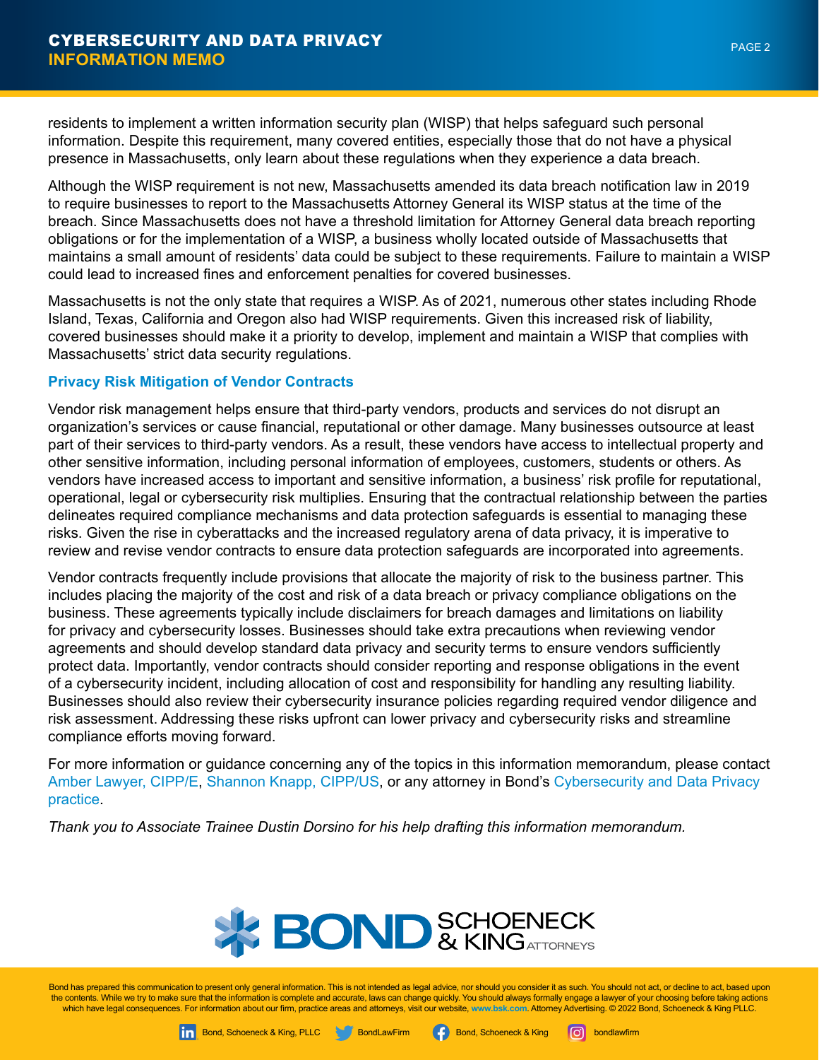residents to implement a written information security plan (WISP) that helps safeguard such personal information. Despite this requirement, many covered entities, especially those that do not have a physical presence in Massachusetts, only learn about these regulations when they experience a data breach.

Although the WISP requirement is not new, Massachusetts amended its data breach notification law in 2019 to require businesses to report to the Massachusetts Attorney General its WISP status at the time of the breach. Since Massachusetts does not have a threshold limitation for Attorney General data breach reporting obligations or for the implementation of a WISP, a business wholly located outside of Massachusetts that maintains a small amount of residents' data could be subject to these requirements. Failure to maintain a WISP could lead to increased fines and enforcement penalties for covered businesses.

Massachusetts is not the only state that requires a WISP. As of 2021, numerous other states including Rhode Island, Texas, California and Oregon also had WISP requirements. Given this increased risk of liability, covered businesses should make it a priority to develop, implement and maintain a WISP that complies with Massachusetts' strict data security regulations.

### Privacy Risk Mitigation of Vendor Contracts

Vendor risk management helps ensure that third-party vendors, products and services do not disrupt an organization's services or cause financial, reputational or other damage. Many businesses outsource at least part of their services to third-party vendors. As a result, these vendors have access to intellectual property and other sensitive information, including personal information of employees, customers, students or others. As vendors have increased access to important and sensitive information, a business' risk profile for reputational, operational, legal or cybersecurity risk multiplies. Ensuring that the contractual relationship between the parties delineates required compliance mechanisms and data protection safeguards is essential to managing these risks. Given the rise in cyberattacks and the increased regulatory arena of data privacy, it is imperative to review and revise vendor contracts to ensure data protection safeguards are incorporated into agreements.

Vendor contracts frequently include provisions that allocate the majority of risk to the business partner. This includes placing the majority of the cost and risk of a data breach or privacy compliance obligations on the business. These agreements typically include disclaimers for breach damages and limitations on liability for privacy and cybersecurity losses. Businesses should take extra precautions when reviewing vendor agreements and should develop standard data privacy and security terms to ensure vendors sufficiently protect data. Importantly, vendor contracts should consider reporting and response obligations in the event of a cybersecurity incident, including allocation of cost and responsibility for handling any resulting liability. Businesses should also review their cybersecurity insurance policies regarding required vendor diligence and risk assessment. Addressing these risks upfront can lower privacy and cybersecurity risks and streamline compliance efforts moving forward.

For more information or guidance concerning any of the topics in this information memorandum, please contact Amber Lawyer, CIPP/E, Shannon Knapp, CIPP/US, or any attorney in Bond's Cybersecurity and Data Privacy practice.

*Thank you to Associate Trainee Dustin Dorsino for his help drafting this information memorandum.*

BOND SCHOENECK & KING ATTORNEYS

Bond has prepared this communication to present only general information. This is not intended as legal advice, nor should you consider it as such. You should not act, or decline to act, based upon the contents. While we try to make sure that the information is complete and accurate, laws can change quickly. You should always formally engage a lawyer of your choosing before taking actions which have legal consequences. For information about our firm, practice areas and attorneys, visit our website, www.bsk.com. Attorney Advertising. © 2022 Bond, Schoeneck & King PLLC.

Bond, Schoeneck & King, PLLC | BondLawFirm | Bond, Schoeneck & King | bondlawfirm